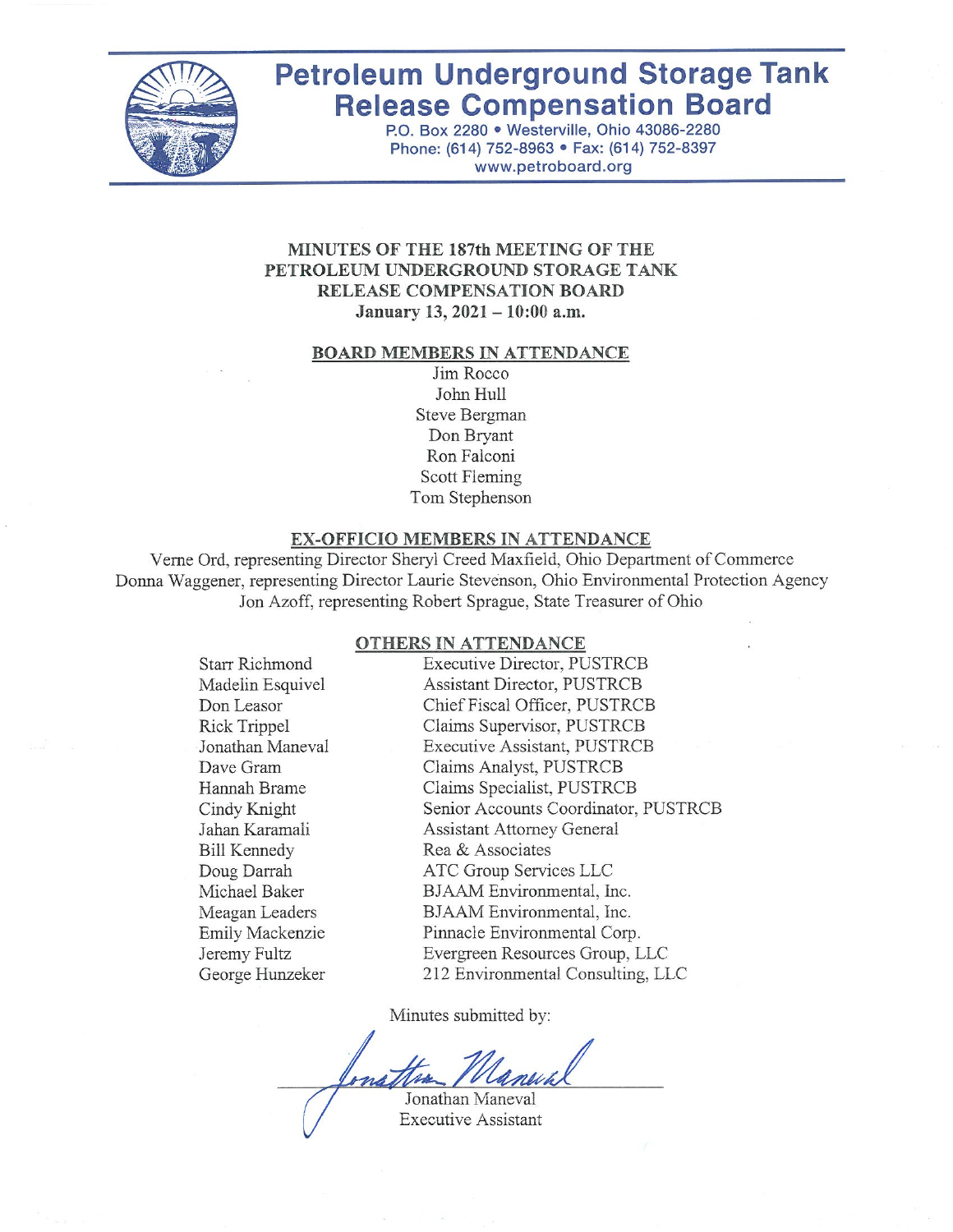# Petroleum Underground Storage Tank Release Compensation Board

P.O. Box 2280 • Westerville, Ohio 43086-2280
Phone: (614) 752-8963 • Fax: (614) 752-8397
www.petroboard.org

## MINUTES OF THE 187th MEETING OF THE PETROLEUM UNDERGROUND STORAGE TANK RELEASE COMPENSATION BOARD

**January 13, 2021 – 10:00 a.m.**

### BOARD MEMBERS IN ATTENDANCE

Jim Rocco
John Hull
Steve Bergman
Don Bryant
Ron Falconi
Scott Fleming
Tom Stephenson

### EX-OFFICIO MEMBERS IN ATTENDANCE

Verne Ord, representing Director Sheryl Creed Maxfield, Ohio Department of Commerce
Donna Waggener, representing Director Laurie Stevenson, Ohio Environmental Protection Agency
Jon Azoff, representing Robert Sprague, State Treasurer of Ohio

### OTHERS IN ATTENDANCE

| | |
|---|---|
| Starr Richmond | Executive Director, PUSTRCB |
| Madelin Esquivel | Assistant Director, PUSTRCB |
| Don Leasor | Chief Fiscal Officer, PUSTRCB |
| Rick Trippel | Claims Supervisor, PUSTRCB |
| Jonathan Maneval | Executive Assistant, PUSTRCB |
| Dave Gram | Claims Analyst, PUSTRCB |
| Hannah Brame | Claims Specialist, PUSTRCB |
| Cindy Knight | Senior Accounts Coordinator, PUSTRCB |
| Jahan Karamali | Assistant Attorney General |
| Bill Kennedy | Rea & Associates |
| Doug Darrah | ATC Group Services LLC |
| Michael Baker | BJAAM Environmental, Inc. |
| Meagan Leaders | BJAAM Environmental, Inc. |
| Emily Mackenzie | Pinnacle Environmental Corp. |
| Jeremy Fultz | Evergreen Resources Group, LLC |
| George Hunzeker | 212 Environmental Consulting, LLC |

Minutes submitted by:

Jonathan Maneval
Executive Assistant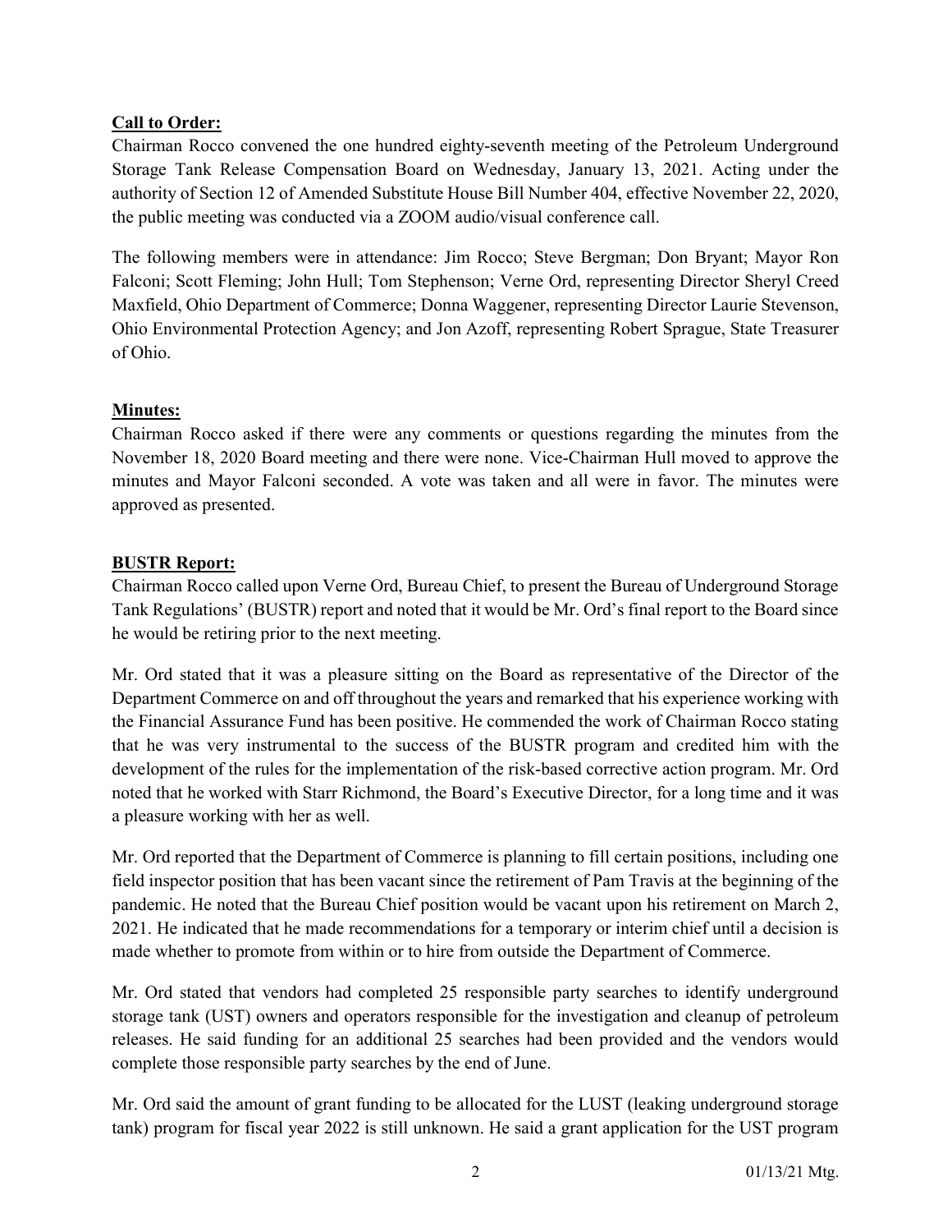**Call to Order:**

Chairman Rocco convened the one hundred eighty-seventh meeting of the Petroleum Underground Storage Tank Release Compensation Board on Wednesday, January 13, 2021. Acting under the authority of Section 12 of Amended Substitute House Bill Number 404, effective November 22, 2020, the public meeting was conducted via a ZOOM audio/visual conference call.

The following members were in attendance: Jim Rocco; Steve Bergman; Don Bryant; Mayor Ron Falconi; Scott Fleming; John Hull; Tom Stephenson; Verne Ord, representing Director Sheryl Creed Maxfield, Ohio Department of Commerce; Donna Waggener, representing Director Laurie Stevenson, Ohio Environmental Protection Agency; and Jon Azoff, representing Robert Sprague, State Treasurer of Ohio.

**Minutes:**

Chairman Rocco asked if there were any comments or questions regarding the minutes from the November 18, 2020 Board meeting and there were none. Vice-Chairman Hull moved to approve the minutes and Mayor Falconi seconded. A vote was taken and all were in favor. The minutes were approved as presented.

**BUSTR Report:**

Chairman Rocco called upon Verne Ord, Bureau Chief, to present the Bureau of Underground Storage Tank Regulations' (BUSTR) report and noted that it would be Mr. Ord's final report to the Board since he would be retiring prior to the next meeting.

Mr. Ord stated that it was a pleasure sitting on the Board as representative of the Director of the Department Commerce on and off throughout the years and remarked that his experience working with the Financial Assurance Fund has been positive. He commended the work of Chairman Rocco stating that he was very instrumental to the success of the BUSTR program and credited him with the development of the rules for the implementation of the risk-based corrective action program. Mr. Ord noted that he worked with Starr Richmond, the Board's Executive Director, for a long time and it was a pleasure working with her as well.

Mr. Ord reported that the Department of Commerce is planning to fill certain positions, including one field inspector position that has been vacant since the retirement of Pam Travis at the beginning of the pandemic. He noted that the Bureau Chief position would be vacant upon his retirement on March 2, 2021. He indicated that he made recommendations for a temporary or interim chief until a decision is made whether to promote from within or to hire from outside the Department of Commerce.

Mr. Ord stated that vendors had completed 25 responsible party searches to identify underground storage tank (UST) owners and operators responsible for the investigation and cleanup of petroleum releases. He said funding for an additional 25 searches had been provided and the vendors would complete those responsible party searches by the end of June.

Mr. Ord said the amount of grant funding to be allocated for the LUST (leaking underground storage tank) program for fiscal year 2022 is still unknown. He said a grant application for the UST program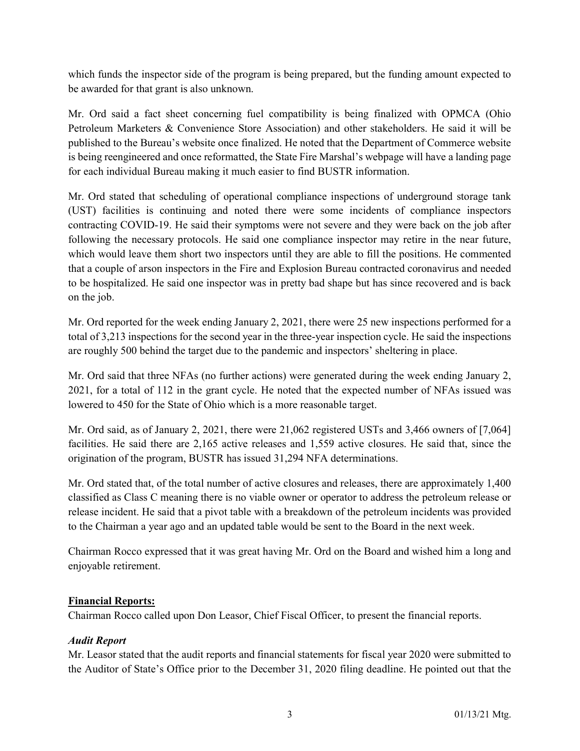which funds the inspector side of the program is being prepared, but the funding amount expected to be awarded for that grant is also unknown.

Mr. Ord said a fact sheet concerning fuel compatibility is being finalized with OPMCA (Ohio Petroleum Marketers & Convenience Store Association) and other stakeholders. He said it will be published to the Bureau's website once finalized. He noted that the Department of Commerce website is being reengineered and once reformatted, the State Fire Marshal's webpage will have a landing page for each individual Bureau making it much easier to find BUSTR information.

Mr. Ord stated that scheduling of operational compliance inspections of underground storage tank (UST) facilities is continuing and noted there were some incidents of compliance inspectors contracting COVID-19. He said their symptoms were not severe and they were back on the job after following the necessary protocols. He said one compliance inspector may retire in the near future, which would leave them short two inspectors until they are able to fill the positions. He commented that a couple of arson inspectors in the Fire and Explosion Bureau contracted coronavirus and needed to be hospitalized. He said one inspector was in pretty bad shape but has since recovered and is back on the job.

Mr. Ord reported for the week ending January 2, 2021, there were 25 new inspections performed for a total of 3,213 inspections for the second year in the three-year inspection cycle. He said the inspections are roughly 500 behind the target due to the pandemic and inspectors' sheltering in place.

Mr. Ord said that three NFAs (no further actions) were generated during the week ending January 2, 2021, for a total of 112 in the grant cycle. He noted that the expected number of NFAs issued was lowered to 450 for the State of Ohio which is a more reasonable target.

Mr. Ord said, as of January 2, 2021, there were 21,062 registered USTs and 3,466 owners of [7,064] facilities. He said there are 2,165 active releases and 1,559 active closures. He said that, since the origination of the program, BUSTR has issued 31,294 NFA determinations.

Mr. Ord stated that, of the total number of active closures and releases, there are approximately 1,400 classified as Class C meaning there is no viable owner or operator to address the petroleum release or release incident. He said that a pivot table with a breakdown of the petroleum incidents was provided to the Chairman a year ago and an updated table would be sent to the Board in the next week.

Chairman Rocco expressed that it was great having Mr. Ord on the Board and wished him a long and enjoyable retirement.

## Financial Reports:

Chairman Rocco called upon Don Leasor, Chief Fiscal Officer, to present the financial reports.

### *Audit Report*

Mr. Leasor stated that the audit reports and financial statements for fiscal year 2020 were submitted to the Auditor of State's Office prior to the December 31, 2020 filing deadline. He pointed out that the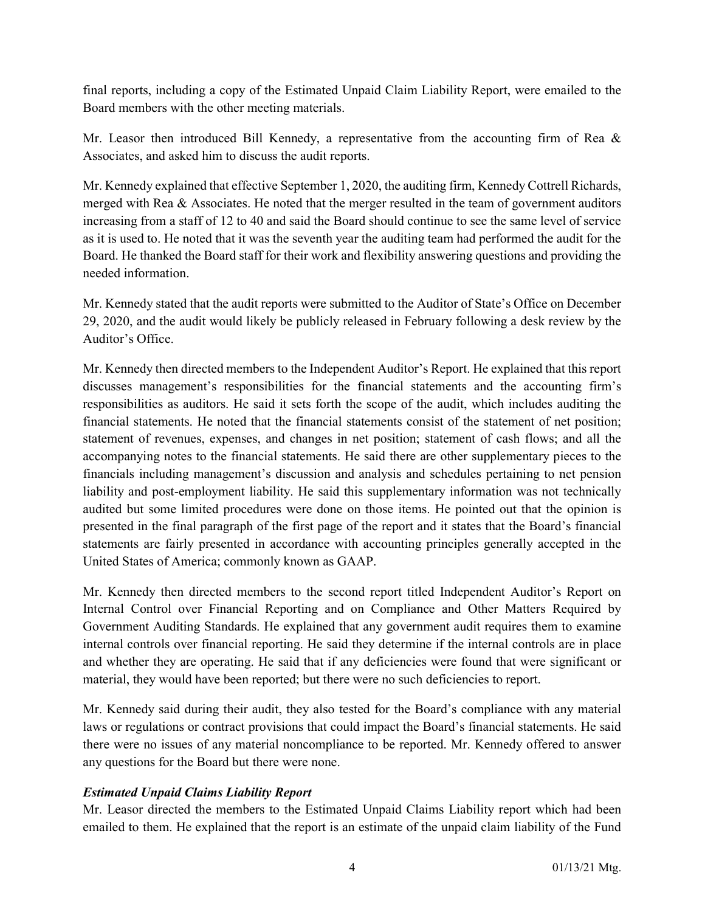final reports, including a copy of the Estimated Unpaid Claim Liability Report, were emailed to the Board members with the other meeting materials.

Mr. Leasor then introduced Bill Kennedy, a representative from the accounting firm of Rea & Associates, and asked him to discuss the audit reports.

Mr. Kennedy explained that effective September 1, 2020, the auditing firm, Kennedy Cottrell Richards, merged with Rea & Associates. He noted that the merger resulted in the team of government auditors increasing from a staff of 12 to 40 and said the Board should continue to see the same level of service as it is used to. He noted that it was the seventh year the auditing team had performed the audit for the Board. He thanked the Board staff for their work and flexibility answering questions and providing the needed information.

Mr. Kennedy stated that the audit reports were submitted to the Auditor of State's Office on December 29, 2020, and the audit would likely be publicly released in February following a desk review by the Auditor's Office.

Mr. Kennedy then directed members to the Independent Auditor's Report. He explained that this report discusses management's responsibilities for the financial statements and the accounting firm's responsibilities as auditors. He said it sets forth the scope of the audit, which includes auditing the financial statements. He noted that the financial statements consist of the statement of net position; statement of revenues, expenses, and changes in net position; statement of cash flows; and all the accompanying notes to the financial statements. He said there are other supplementary pieces to the financials including management's discussion and analysis and schedules pertaining to net pension liability and post-employment liability. He said this supplementary information was not technically audited but some limited procedures were done on those items. He pointed out that the opinion is presented in the final paragraph of the first page of the report and it states that the Board's financial statements are fairly presented in accordance with accounting principles generally accepted in the United States of America; commonly known as GAAP.

Mr. Kennedy then directed members to the second report titled Independent Auditor's Report on Internal Control over Financial Reporting and on Compliance and Other Matters Required by Government Auditing Standards. He explained that any government audit requires them to examine internal controls over financial reporting. He said they determine if the internal controls are in place and whether they are operating. He said that if any deficiencies were found that were significant or material, they would have been reported; but there were no such deficiencies to report.

Mr. Kennedy said during their audit, they also tested for the Board's compliance with any material laws or regulations or contract provisions that could impact the Board's financial statements. He said there were no issues of any material noncompliance to be reported. Mr. Kennedy offered to answer any questions for the Board but there were none.

***Estimated Unpaid Claims Liability Report***

Mr. Leasor directed the members to the Estimated Unpaid Claims Liability report which had been emailed to them. He explained that the report is an estimate of the unpaid claim liability of the Fund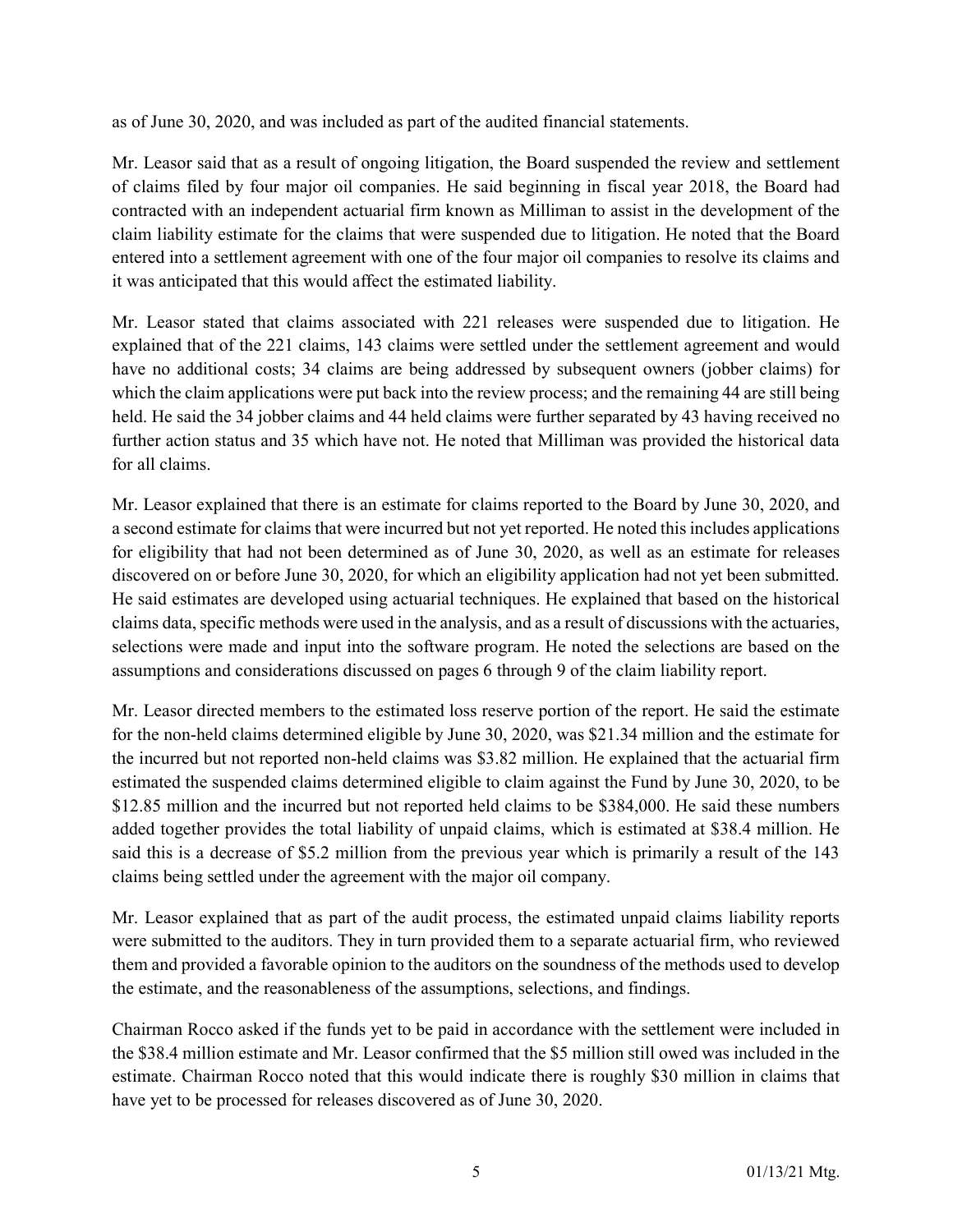as of June 30, 2020, and was included as part of the audited financial statements.

Mr. Leasor said that as a result of ongoing litigation, the Board suspended the review and settlement of claims filed by four major oil companies. He said beginning in fiscal year 2018, the Board had contracted with an independent actuarial firm known as Milliman to assist in the development of the claim liability estimate for the claims that were suspended due to litigation. He noted that the Board entered into a settlement agreement with one of the four major oil companies to resolve its claims and it was anticipated that this would affect the estimated liability.

Mr. Leasor stated that claims associated with 221 releases were suspended due to litigation. He explained that of the 221 claims, 143 claims were settled under the settlement agreement and would have no additional costs; 34 claims are being addressed by subsequent owners (jobber claims) for which the claim applications were put back into the review process; and the remaining 44 are still being held. He said the 34 jobber claims and 44 held claims were further separated by 43 having received no further action status and 35 which have not. He noted that Milliman was provided the historical data for all claims.

Mr. Leasor explained that there is an estimate for claims reported to the Board by June 30, 2020, and a second estimate for claims that were incurred but not yet reported. He noted this includes applications for eligibility that had not been determined as of June 30, 2020, as well as an estimate for releases discovered on or before June 30, 2020, for which an eligibility application had not yet been submitted. He said estimates are developed using actuarial techniques. He explained that based on the historical claims data, specific methods were used in the analysis, and as a result of discussions with the actuaries, selections were made and input into the software program. He noted the selections are based on the assumptions and considerations discussed on pages 6 through 9 of the claim liability report.

Mr. Leasor directed members to the estimated loss reserve portion of the report. He said the estimate for the non-held claims determined eligible by June 30, 2020, was $21.34 million and the estimate for the incurred but not reported non-held claims was $3.82 million. He explained that the actuarial firm estimated the suspended claims determined eligible to claim against the Fund by June 30, 2020, to be $12.85 million and the incurred but not reported held claims to be $384,000. He said these numbers added together provides the total liability of unpaid claims, which is estimated at $38.4 million. He said this is a decrease of $5.2 million from the previous year which is primarily a result of the 143 claims being settled under the agreement with the major oil company.

Mr. Leasor explained that as part of the audit process, the estimated unpaid claims liability reports were submitted to the auditors. They in turn provided them to a separate actuarial firm, who reviewed them and provided a favorable opinion to the auditors on the soundness of the methods used to develop the estimate, and the reasonableness of the assumptions, selections, and findings.

Chairman Rocco asked if the funds yet to be paid in accordance with the settlement were included in the $38.4 million estimate and Mr. Leasor confirmed that the $5 million still owed was included in the estimate. Chairman Rocco noted that this would indicate there is roughly $30 million in claims that have yet to be processed for releases discovered as of June 30, 2020.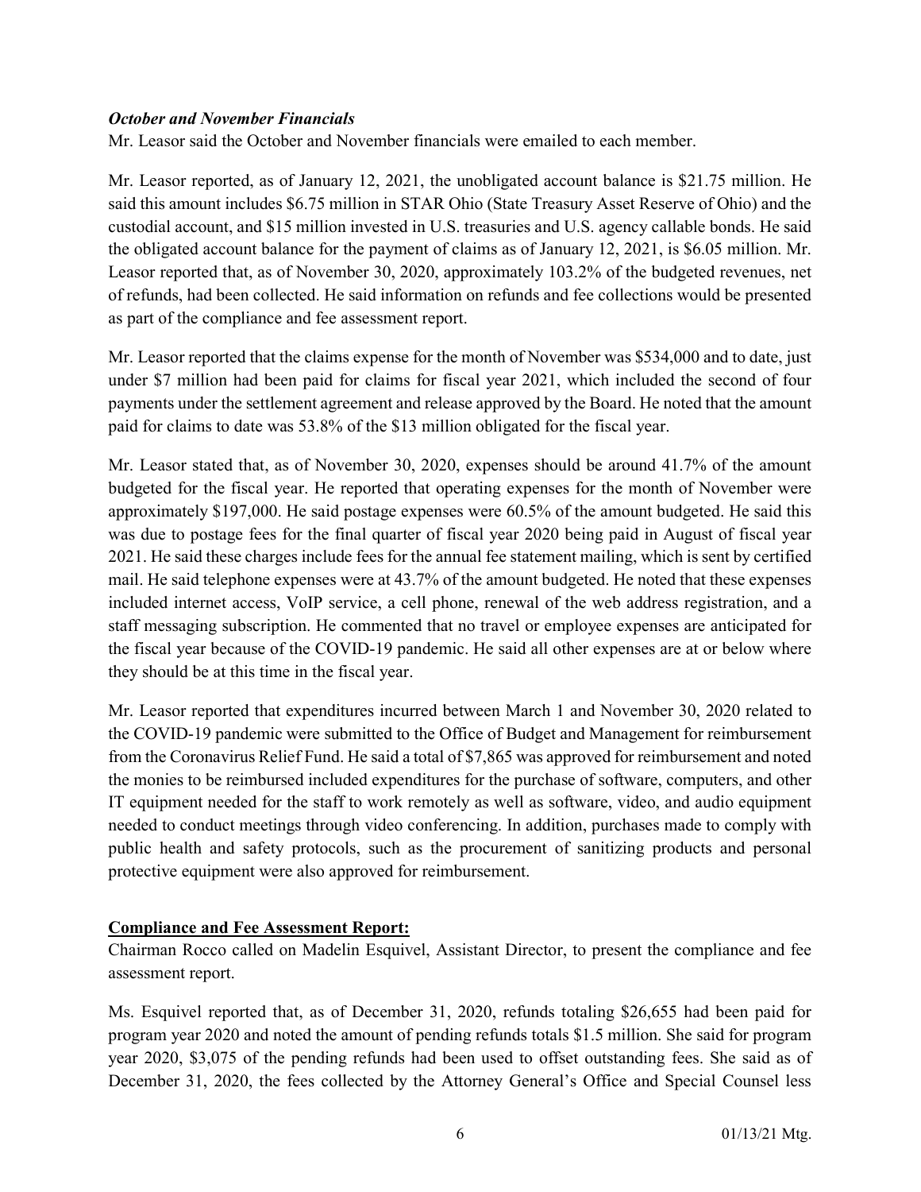### *October and November Financials*

Mr. Leasor said the October and November financials were emailed to each member.

Mr. Leasor reported, as of January 12, 2021, the unobligated account balance is $21.75 million. He said this amount includes $6.75 million in STAR Ohio (State Treasury Asset Reserve of Ohio) and the custodial account, and $15 million invested in U.S. treasuries and U.S. agency callable bonds. He said the obligated account balance for the payment of claims as of January 12, 2021, is $6.05 million. Mr. Leasor reported that, as of November 30, 2020, approximately 103.2% of the budgeted revenues, net of refunds, had been collected. He said information on refunds and fee collections would be presented as part of the compliance and fee assessment report.

Mr. Leasor reported that the claims expense for the month of November was $534,000 and to date, just under $7 million had been paid for claims for fiscal year 2021, which included the second of four payments under the settlement agreement and release approved by the Board. He noted that the amount paid for claims to date was 53.8% of the $13 million obligated for the fiscal year.

Mr. Leasor stated that, as of November 30, 2020, expenses should be around 41.7% of the amount budgeted for the fiscal year. He reported that operating expenses for the month of November were approximately $197,000. He said postage expenses were 60.5% of the amount budgeted. He said this was due to postage fees for the final quarter of fiscal year 2020 being paid in August of fiscal year 2021. He said these charges include fees for the annual fee statement mailing, which is sent by certified mail. He said telephone expenses were at 43.7% of the amount budgeted. He noted that these expenses included internet access, VoIP service, a cell phone, renewal of the web address registration, and a staff messaging subscription. He commented that no travel or employee expenses are anticipated for the fiscal year because of the COVID-19 pandemic. He said all other expenses are at or below where they should be at this time in the fiscal year.

Mr. Leasor reported that expenditures incurred between March 1 and November 30, 2020 related to the COVID-19 pandemic were submitted to the Office of Budget and Management for reimbursement from the Coronavirus Relief Fund. He said a total of $7,865 was approved for reimbursement and noted the monies to be reimbursed included expenditures for the purchase of software, computers, and other IT equipment needed for the staff to work remotely as well as software, video, and audio equipment needed to conduct meetings through video conferencing. In addition, purchases made to comply with public health and safety protocols, such as the procurement of sanitizing products and personal protective equipment were also approved for reimbursement.

## **Compliance and Fee Assessment Report:**

Chairman Rocco called on Madelin Esquivel, Assistant Director, to present the compliance and fee assessment report.

Ms. Esquivel reported that, as of December 31, 2020, refunds totaling $26,655 had been paid for program year 2020 and noted the amount of pending refunds totals $1.5 million. She said for program year 2020, $3,075 of the pending refunds had been used to offset outstanding fees. She said as of December 31, 2020, the fees collected by the Attorney General's Office and Special Counsel less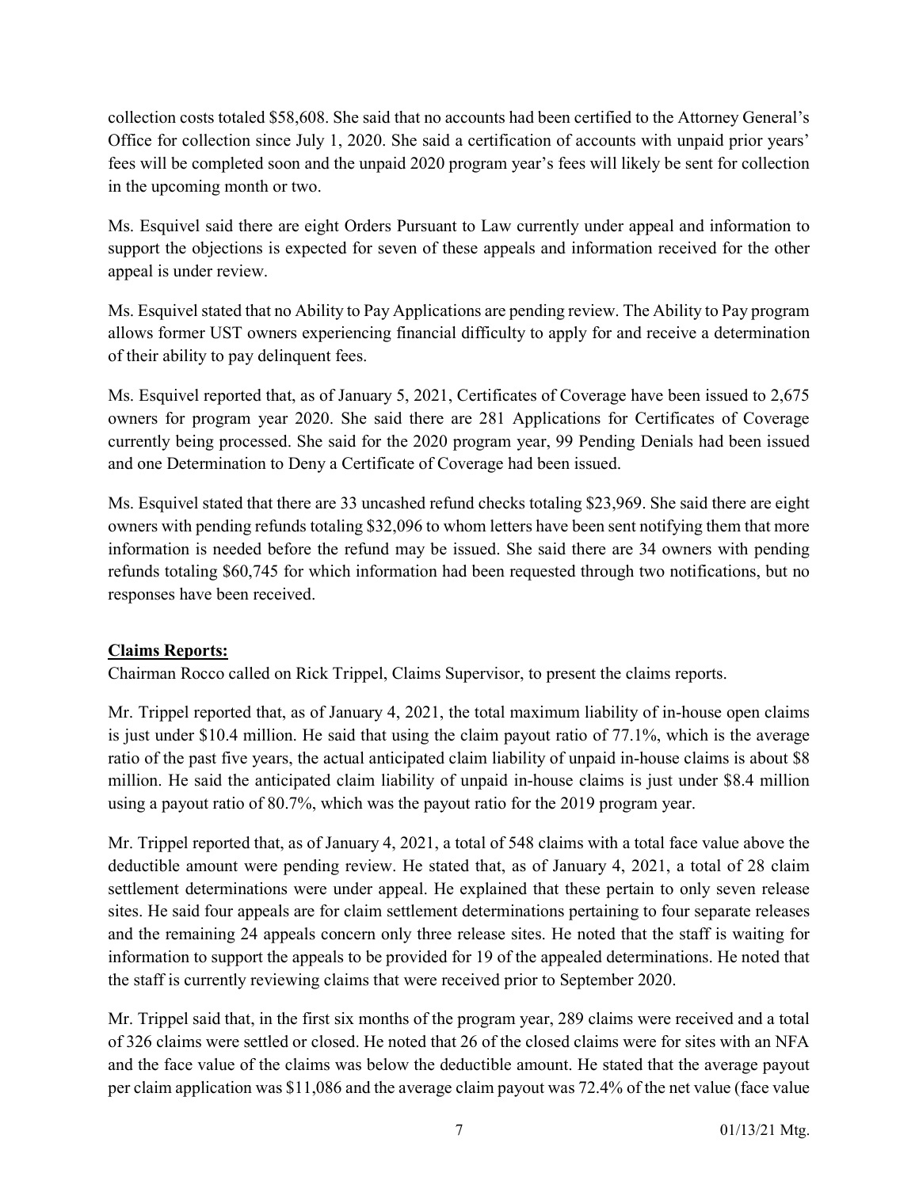collection costs totaled $58,608. She said that no accounts had been certified to the Attorney General's Office for collection since July 1, 2020. She said a certification of accounts with unpaid prior years' fees will be completed soon and the unpaid 2020 program year's fees will likely be sent for collection in the upcoming month or two.

Ms. Esquivel said there are eight Orders Pursuant to Law currently under appeal and information to support the objections is expected for seven of these appeals and information received for the other appeal is under review.

Ms. Esquivel stated that no Ability to Pay Applications are pending review. The Ability to Pay program allows former UST owners experiencing financial difficulty to apply for and receive a determination of their ability to pay delinquent fees.

Ms. Esquivel reported that, as of January 5, 2021, Certificates of Coverage have been issued to 2,675 owners for program year 2020. She said there are 281 Applications for Certificates of Coverage currently being processed. She said for the 2020 program year, 99 Pending Denials had been issued and one Determination to Deny a Certificate of Coverage had been issued.

Ms. Esquivel stated that there are 33 uncashed refund checks totaling $23,969. She said there are eight owners with pending refunds totaling $32,096 to whom letters have been sent notifying them that more information is needed before the refund may be issued. She said there are 34 owners with pending refunds totaling $60,745 for which information had been requested through two notifications, but no responses have been received.

**Claims Reports:**

Chairman Rocco called on Rick Trippel, Claims Supervisor, to present the claims reports.

Mr. Trippel reported that, as of January 4, 2021, the total maximum liability of in-house open claims is just under $10.4 million. He said that using the claim payout ratio of 77.1%, which is the average ratio of the past five years, the actual anticipated claim liability of unpaid in-house claims is about $8 million. He said the anticipated claim liability of unpaid in-house claims is just under $8.4 million using a payout ratio of 80.7%, which was the payout ratio for the 2019 program year.

Mr. Trippel reported that, as of January 4, 2021, a total of 548 claims with a total face value above the deductible amount were pending review. He stated that, as of January 4, 2021, a total of 28 claim settlement determinations were under appeal. He explained that these pertain to only seven release sites. He said four appeals are for claim settlement determinations pertaining to four separate releases and the remaining 24 appeals concern only three release sites. He noted that the staff is waiting for information to support the appeals to be provided for 19 of the appealed determinations. He noted that the staff is currently reviewing claims that were received prior to September 2020.

Mr. Trippel said that, in the first six months of the program year, 289 claims were received and a total of 326 claims were settled or closed. He noted that 26 of the closed claims were for sites with an NFA and the face value of the claims was below the deductible amount. He stated that the average payout per claim application was $11,086 and the average claim payout was 72.4% of the net value (face value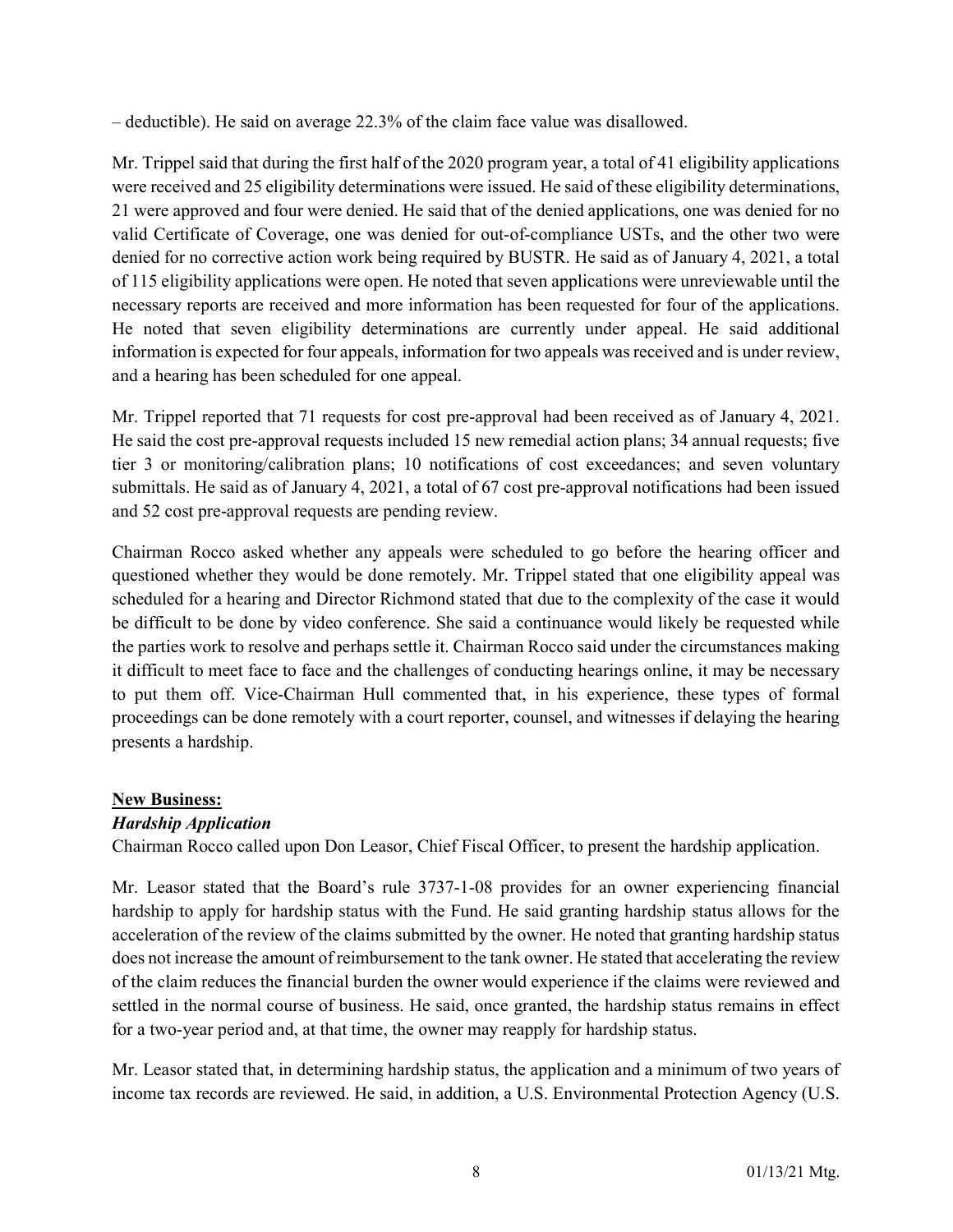– deductible). He said on average 22.3% of the claim face value was disallowed.

Mr. Trippel said that during the first half of the 2020 program year, a total of 41 eligibility applications were received and 25 eligibility determinations were issued. He said of these eligibility determinations, 21 were approved and four were denied. He said that of the denied applications, one was denied for no valid Certificate of Coverage, one was denied for out-of-compliance USTs, and the other two were denied for no corrective action work being required by BUSTR. He said as of January 4, 2021, a total of 115 eligibility applications were open. He noted that seven applications were unreviewable until the necessary reports are received and more information has been requested for four of the applications. He noted that seven eligibility determinations are currently under appeal. He said additional information is expected for four appeals, information for two appeals was received and is under review, and a hearing has been scheduled for one appeal.

Mr. Trippel reported that 71 requests for cost pre-approval had been received as of January 4, 2021. He said the cost pre-approval requests included 15 new remedial action plans; 34 annual requests; five tier 3 or monitoring/calibration plans; 10 notifications of cost exceedances; and seven voluntary submittals. He said as of January 4, 2021, a total of 67 cost pre-approval notifications had been issued and 52 cost pre-approval requests are pending review.

Chairman Rocco asked whether any appeals were scheduled to go before the hearing officer and questioned whether they would be done remotely. Mr. Trippel stated that one eligibility appeal was scheduled for a hearing and Director Richmond stated that due to the complexity of the case it would be difficult to be done by video conference. She said a continuance would likely be requested while the parties work to resolve and perhaps settle it. Chairman Rocco said under the circumstances making it difficult to meet face to face and the challenges of conducting hearings online, it may be necessary to put them off. Vice-Chairman Hull commented that, in his experience, these types of formal proceedings can be done remotely with a court reporter, counsel, and witnesses if delaying the hearing presents a hardship.

## New Business:

### *Hardship Application*

Chairman Rocco called upon Don Leasor, Chief Fiscal Officer, to present the hardship application.

Mr. Leasor stated that the Board's rule 3737-1-08 provides for an owner experiencing financial hardship to apply for hardship status with the Fund. He said granting hardship status allows for the acceleration of the review of the claims submitted by the owner. He noted that granting hardship status does not increase the amount of reimbursement to the tank owner. He stated that accelerating the review of the claim reduces the financial burden the owner would experience if the claims were reviewed and settled in the normal course of business. He said, once granted, the hardship status remains in effect for a two-year period and, at that time, the owner may reapply for hardship status.

Mr. Leasor stated that, in determining hardship status, the application and a minimum of two years of income tax records are reviewed. He said, in addition, a U.S. Environmental Protection Agency (U.S.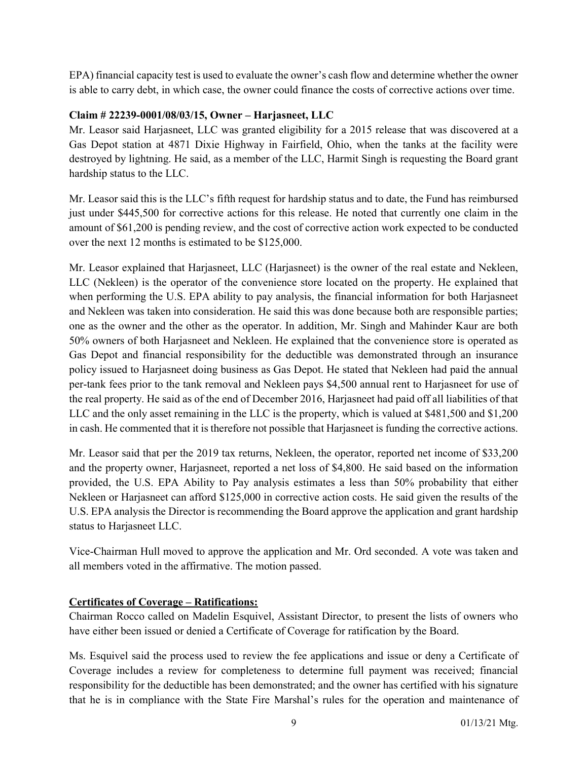EPA) financial capacity test is used to evaluate the owner's cash flow and determine whether the owner is able to carry debt, in which case, the owner could finance the costs of corrective actions over time.

**Claim # 22239-0001/08/03/15, Owner – Harjasneet, LLC**

Mr. Leasor said Harjasneet, LLC was granted eligibility for a 2015 release that was discovered at a Gas Depot station at 4871 Dixie Highway in Fairfield, Ohio, when the tanks at the facility were destroyed by lightning. He said, as a member of the LLC, Harmit Singh is requesting the Board grant hardship status to the LLC.

Mr. Leasor said this is the LLC's fifth request for hardship status and to date, the Fund has reimbursed just under $445,500 for corrective actions for this release. He noted that currently one claim in the amount of $61,200 is pending review, and the cost of corrective action work expected to be conducted over the next 12 months is estimated to be $125,000.

Mr. Leasor explained that Harjasneet, LLC (Harjasneet) is the owner of the real estate and Nekleen, LLC (Nekleen) is the operator of the convenience store located on the property. He explained that when performing the U.S. EPA ability to pay analysis, the financial information for both Harjasneet and Nekleen was taken into consideration. He said this was done because both are responsible parties; one as the owner and the other as the operator. In addition, Mr. Singh and Mahinder Kaur are both 50% owners of both Harjasneet and Nekleen. He explained that the convenience store is operated as Gas Depot and financial responsibility for the deductible was demonstrated through an insurance policy issued to Harjasneet doing business as Gas Depot. He stated that Nekleen had paid the annual per-tank fees prior to the tank removal and Nekleen pays $4,500 annual rent to Harjasneet for use of the real property. He said as of the end of December 2016, Harjasneet had paid off all liabilities of that LLC and the only asset remaining in the LLC is the property, which is valued at $481,500 and $1,200 in cash. He commented that it is therefore not possible that Harjasneet is funding the corrective actions.

Mr. Leasor said that per the 2019 tax returns, Nekleen, the operator, reported net income of $33,200 and the property owner, Harjasneet, reported a net loss of $4,800. He said based on the information provided, the U.S. EPA Ability to Pay analysis estimates a less than 50% probability that either Nekleen or Harjasneet can afford $125,000 in corrective action costs. He said given the results of the U.S. EPA analysis the Director is recommending the Board approve the application and grant hardship status to Harjasneet LLC.

Vice-Chairman Hull moved to approve the application and Mr. Ord seconded. A vote was taken and all members voted in the affirmative. The motion passed.

**Certificates of Coverage – Ratifications:**

Chairman Rocco called on Madelin Esquivel, Assistant Director, to present the lists of owners who have either been issued or denied a Certificate of Coverage for ratification by the Board.

Ms. Esquivel said the process used to review the fee applications and issue or deny a Certificate of Coverage includes a review for completeness to determine full payment was received; financial responsibility for the deductible has been demonstrated; and the owner has certified with his signature that he is in compliance with the State Fire Marshal's rules for the operation and maintenance of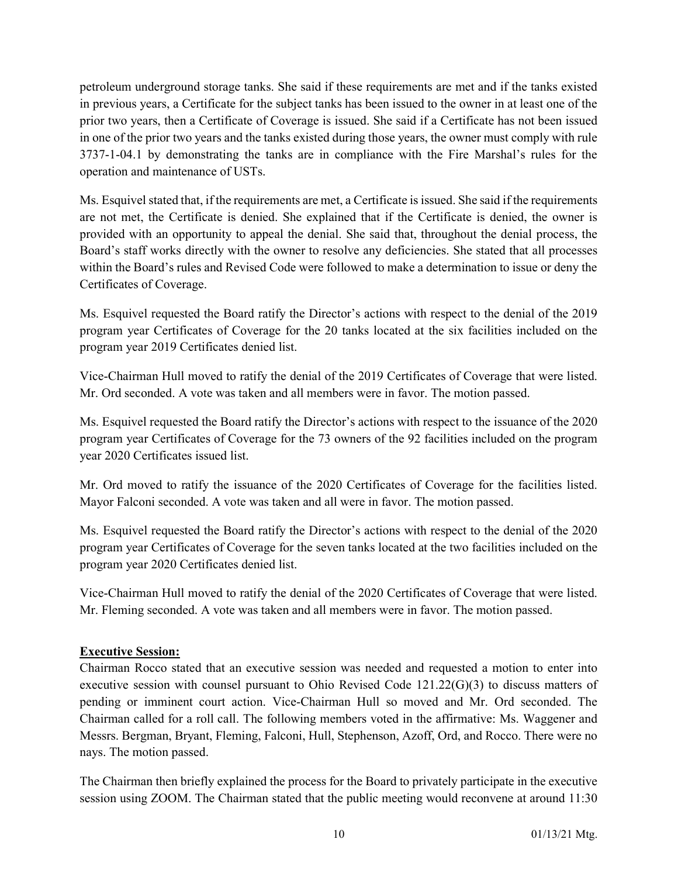petroleum underground storage tanks. She said if these requirements are met and if the tanks existed in previous years, a Certificate for the subject tanks has been issued to the owner in at least one of the prior two years, then a Certificate of Coverage is issued. She said if a Certificate has not been issued in one of the prior two years and the tanks existed during those years, the owner must comply with rule 3737-1-04.1 by demonstrating the tanks are in compliance with the Fire Marshal's rules for the operation and maintenance of USTs.

Ms. Esquivel stated that, if the requirements are met, a Certificate is issued. She said if the requirements are not met, the Certificate is denied. She explained that if the Certificate is denied, the owner is provided with an opportunity to appeal the denial. She said that, throughout the denial process, the Board's staff works directly with the owner to resolve any deficiencies. She stated that all processes within the Board's rules and Revised Code were followed to make a determination to issue or deny the Certificates of Coverage.

Ms. Esquivel requested the Board ratify the Director's actions with respect to the denial of the 2019 program year Certificates of Coverage for the 20 tanks located at the six facilities included on the program year 2019 Certificates denied list.

Vice-Chairman Hull moved to ratify the denial of the 2019 Certificates of Coverage that were listed. Mr. Ord seconded. A vote was taken and all members were in favor. The motion passed.

Ms. Esquivel requested the Board ratify the Director's actions with respect to the issuance of the 2020 program year Certificates of Coverage for the 73 owners of the 92 facilities included on the program year 2020 Certificates issued list.

Mr. Ord moved to ratify the issuance of the 2020 Certificates of Coverage for the facilities listed. Mayor Falconi seconded. A vote was taken and all were in favor. The motion passed.

Ms. Esquivel requested the Board ratify the Director's actions with respect to the denial of the 2020 program year Certificates of Coverage for the seven tanks located at the two facilities included on the program year 2020 Certificates denied list.

Vice-Chairman Hull moved to ratify the denial of the 2020 Certificates of Coverage that were listed. Mr. Fleming seconded. A vote was taken and all members were in favor. The motion passed.

**Executive Session:**

Chairman Rocco stated that an executive session was needed and requested a motion to enter into executive session with counsel pursuant to Ohio Revised Code 121.22(G)(3) to discuss matters of pending or imminent court action. Vice-Chairman Hull so moved and Mr. Ord seconded. The Chairman called for a roll call. The following members voted in the affirmative: Ms. Waggener and Messrs. Bergman, Bryant, Fleming, Falconi, Hull, Stephenson, Azoff, Ord, and Rocco. There were no nays. The motion passed.

The Chairman then briefly explained the process for the Board to privately participate in the executive session using ZOOM. The Chairman stated that the public meeting would reconvene at around 11:30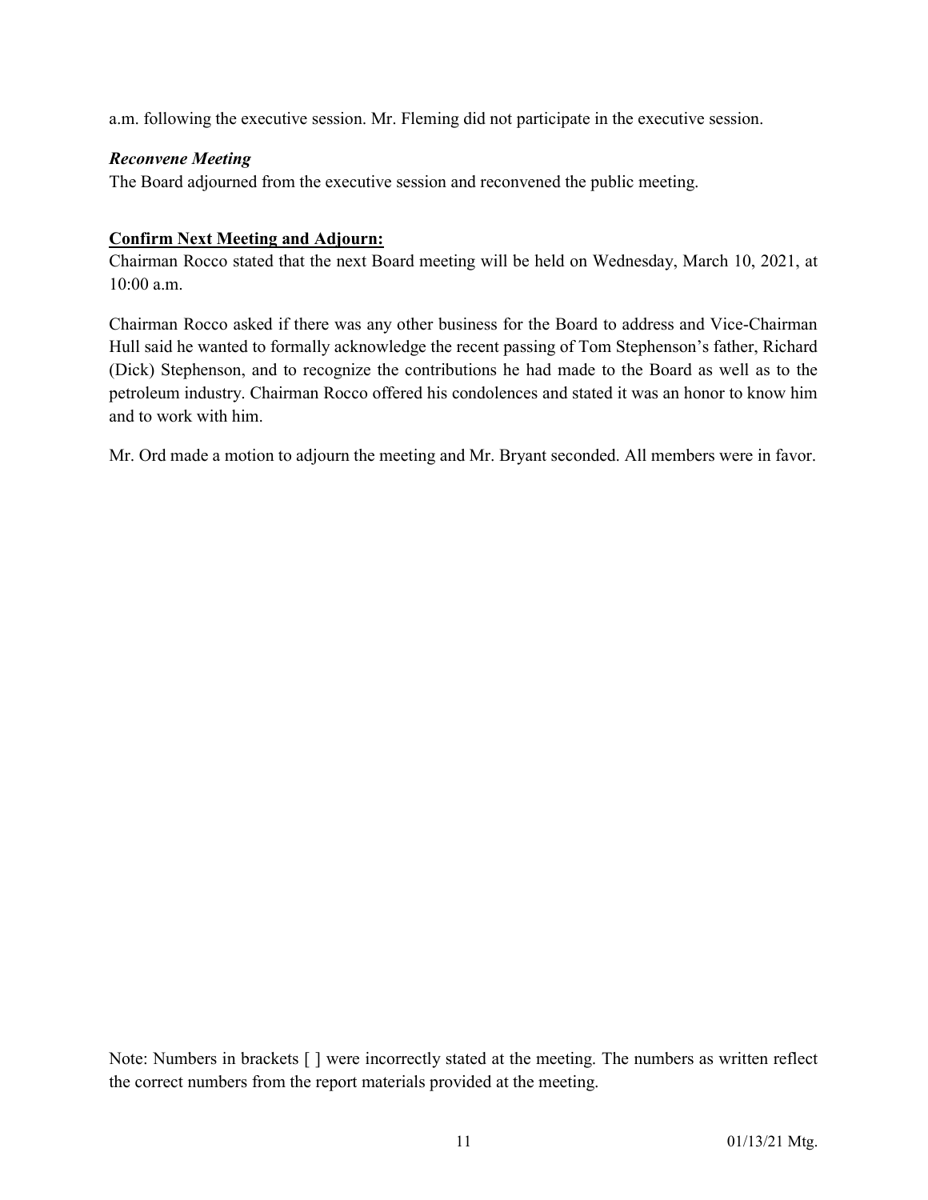a.m. following the executive session. Mr. Fleming did not participate in the executive session.

***Reconvene Meeting***

The Board adjourned from the executive session and reconvened the public meeting.

**Confirm Next Meeting and Adjourn:**

Chairman Rocco stated that the next Board meeting will be held on Wednesday, March 10, 2021, at 10:00 a.m.

Chairman Rocco asked if there was any other business for the Board to address and Vice-Chairman Hull said he wanted to formally acknowledge the recent passing of Tom Stephenson's father, Richard (Dick) Stephenson, and to recognize the contributions he had made to the Board as well as to the petroleum industry. Chairman Rocco offered his condolences and stated it was an honor to know him and to work with him.

Mr. Ord made a motion to adjourn the meeting and Mr. Bryant seconded. All members were in favor.

Note: Numbers in brackets [ ] were incorrectly stated at the meeting. The numbers as written reflect the correct numbers from the report materials provided at the meeting.